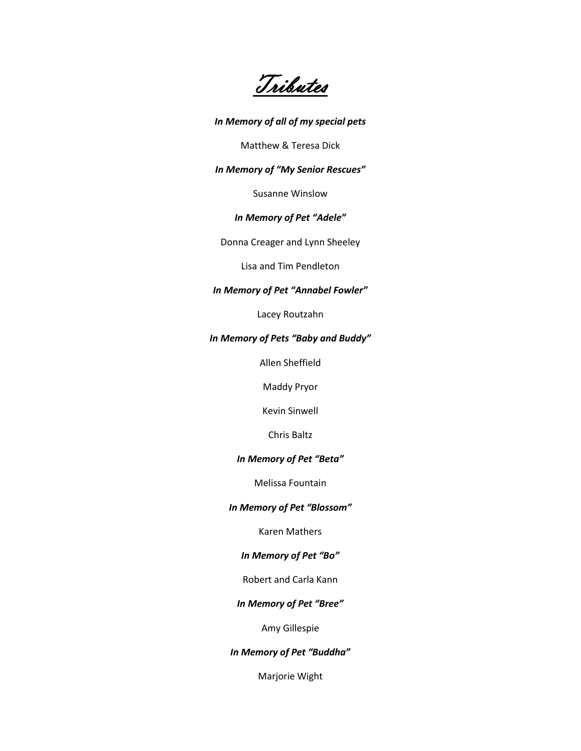# Tributes

***In Memory of all of my special pets***

Matthew & Teresa Dick

***In Memory of "My Senior Rescues"***

Susanne Winslow

***In Memory of Pet "Adele"***

Donna Creager and Lynn Sheeley

Lisa and Tim Pendleton

***In Memory of Pet "Annabel Fowler"***

Lacey Routzahn

***In Memory of Pets "Baby and Buddy"***

Allen Sheffield

Maddy Pryor

Kevin Sinwell

Chris Baltz

***In Memory of Pet "Beta"***

Melissa Fountain

***In Memory of Pet "Blossom"***

Karen Mathers

***In Memory of Pet "Bo"***

Robert and Carla Kann

***In Memory of Pet "Bree"***

Amy Gillespie

***In Memory of Pet "Buddha"***

Marjorie Wight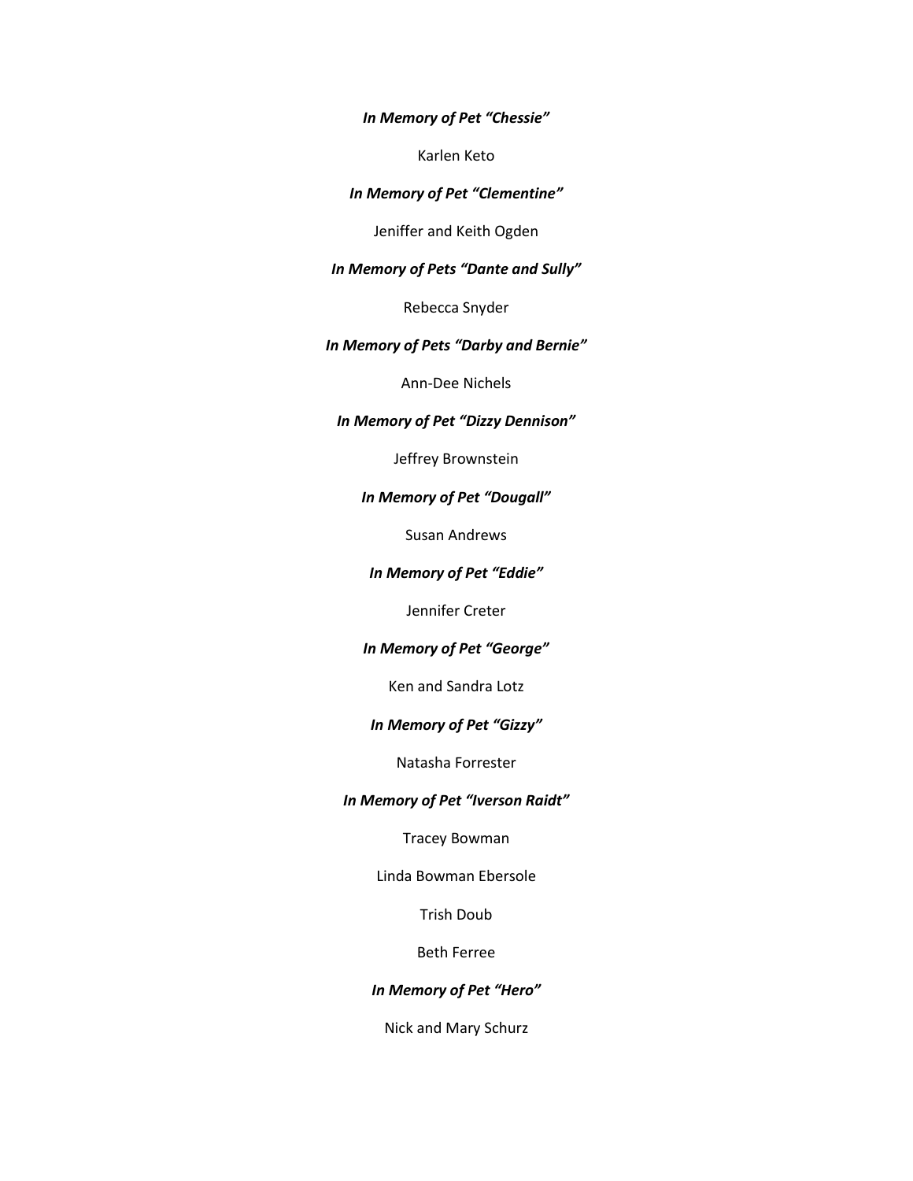***In Memory of Pet "Chessie"***

Karlen Keto

***In Memory of Pet "Clementine"***

Jeniffer and Keith Ogden

***In Memory of Pets "Dante and Sully"***

Rebecca Snyder

***In Memory of Pets "Darby and Bernie"***

Ann-Dee Nichels

***In Memory of Pet "Dizzy Dennison"***

Jeffrey Brownstein

***In Memory of Pet "Dougall"***

Susan Andrews

***In Memory of Pet "Eddie"***

Jennifer Creter

***In Memory of Pet "George"***

Ken and Sandra Lotz

***In Memory of Pet "Gizzy"***

Natasha Forrester

***In Memory of Pet "Iverson Raidt"***

Tracey Bowman

Linda Bowman Ebersole

Trish Doub

Beth Ferree

***In Memory of Pet "Hero"***

Nick and Mary Schurz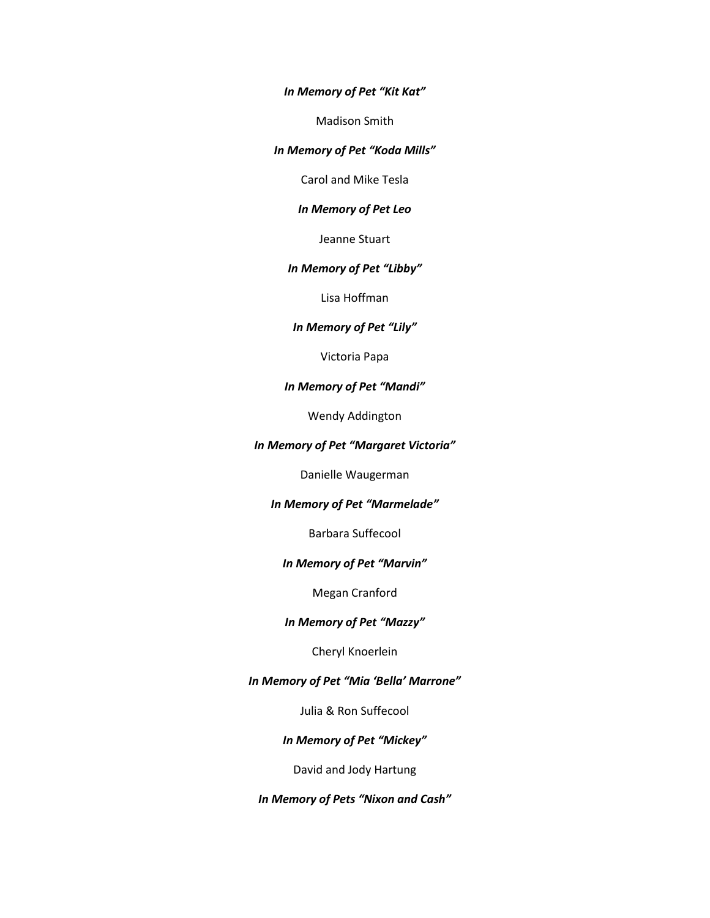***In Memory of Pet “Kit Kat”***

Madison Smith

***In Memory of Pet “Koda Mills”***

Carol and Mike Tesla

***In Memory of Pet Leo***

Jeanne Stuart

***In Memory of Pet “Libby”***

Lisa Hoffman

***In Memory of Pet “Lily”***

Victoria Papa

***In Memory of Pet “Mandi”***

Wendy Addington

***In Memory of Pet “Margaret Victoria”***

Danielle Waugerman

***In Memory of Pet “Marmelade”***

Barbara Suffecool

***In Memory of Pet “Marvin”***

Megan Cranford

***In Memory of Pet “Mazzy”***

Cheryl Knoerlein

***In Memory of Pet “Mia ‘Bella’ Marrone”***

Julia & Ron Suffecool

***In Memory of Pet “Mickey”***

David and Jody Hartung

***In Memory of Pets “Nixon and Cash”***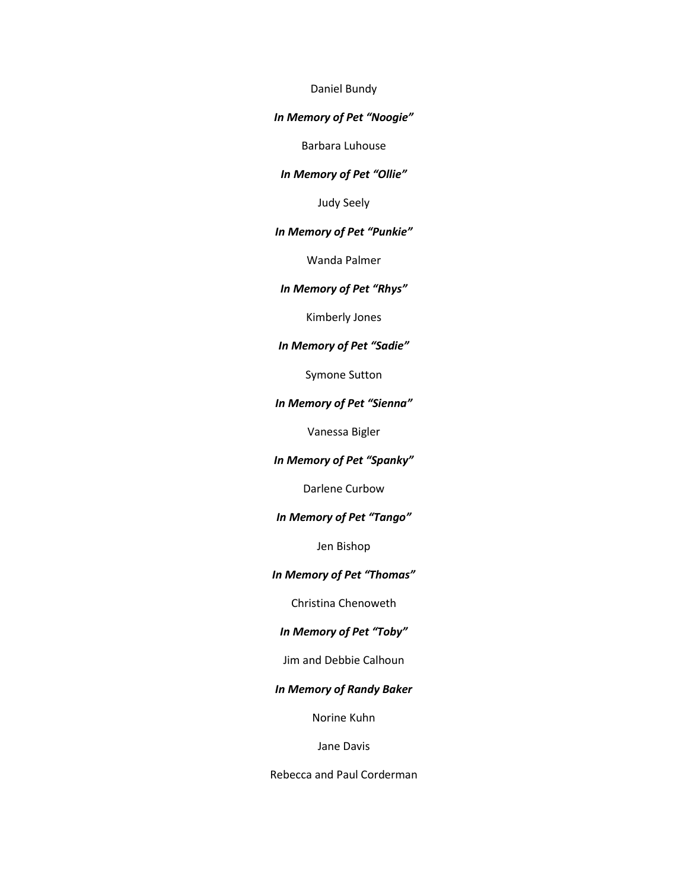Daniel Bundy

***In Memory of Pet "Noogie"***

Barbara Luhouse

***In Memory of Pet "Ollie"***

Judy Seely

***In Memory of Pet "Punkie"***

Wanda Palmer

***In Memory of Pet "Rhys"***

Kimberly Jones

***In Memory of Pet "Sadie"***

Symone Sutton

***In Memory of Pet "Sienna"***

Vanessa Bigler

***In Memory of Pet "Spanky"***

Darlene Curbow

***In Memory of Pet "Tango"***

Jen Bishop

***In Memory of Pet "Thomas"***

Christina Chenoweth

***In Memory of Pet "Toby"***

Jim and Debbie Calhoun

***In Memory of Randy Baker***

Norine Kuhn

Jane Davis

Rebecca and Paul Corderman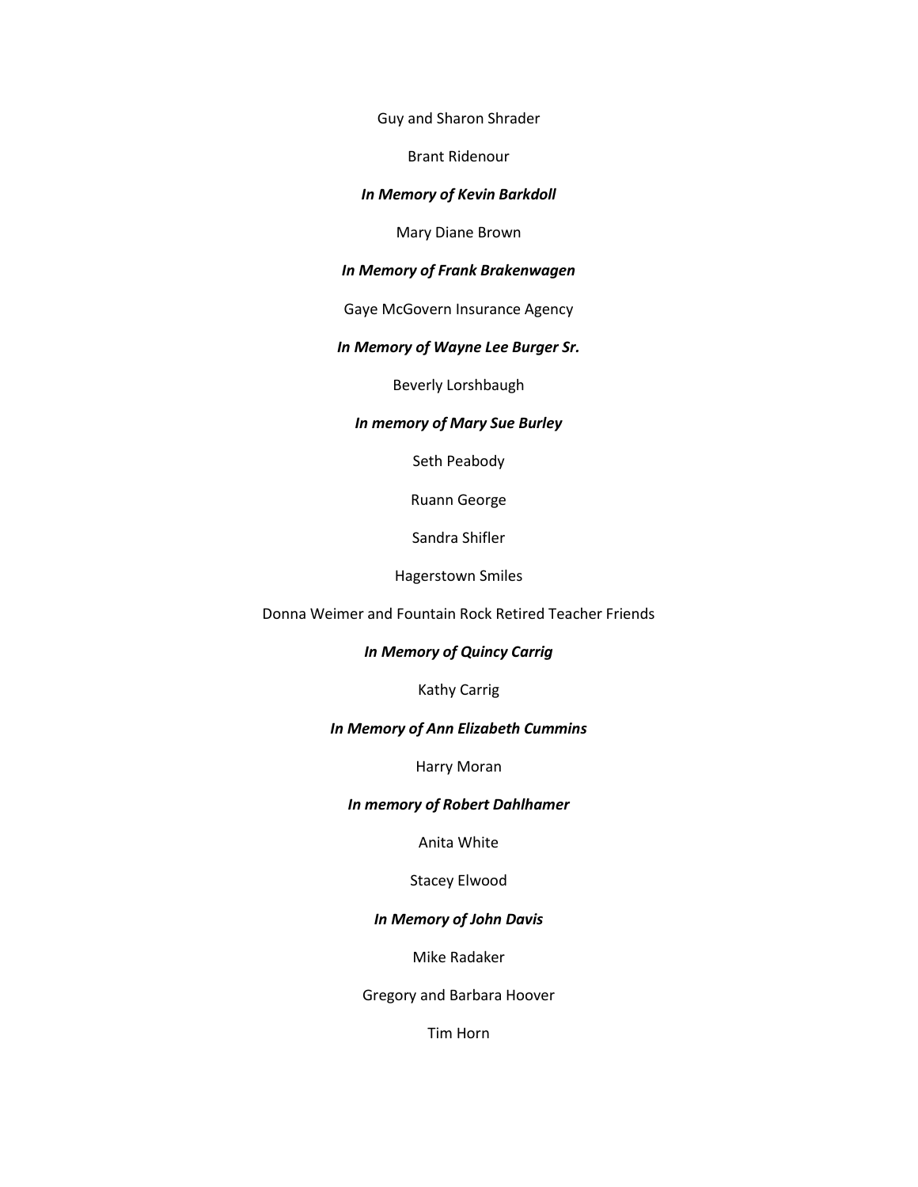Guy and Sharon Shrader

Brant Ridenour

***In Memory of Kevin Barkdoll***

Mary Diane Brown

***In Memory of Frank Brakenwagen***

Gaye McGovern Insurance Agency

***In Memory of Wayne Lee Burger Sr.***

Beverly Lorshbaugh

***In memory of Mary Sue Burley***

Seth Peabody

Ruann George

Sandra Shifler

Hagerstown Smiles

Donna Weimer and Fountain Rock Retired Teacher Friends

***In Memory of Quincy Carrig***

Kathy Carrig

***In Memory of Ann Elizabeth Cummins***

Harry Moran

***In memory of Robert Dahlhamer***

Anita White

Stacey Elwood

***In Memory of John Davis***

Mike Radaker

Gregory and Barbara Hoover

Tim Horn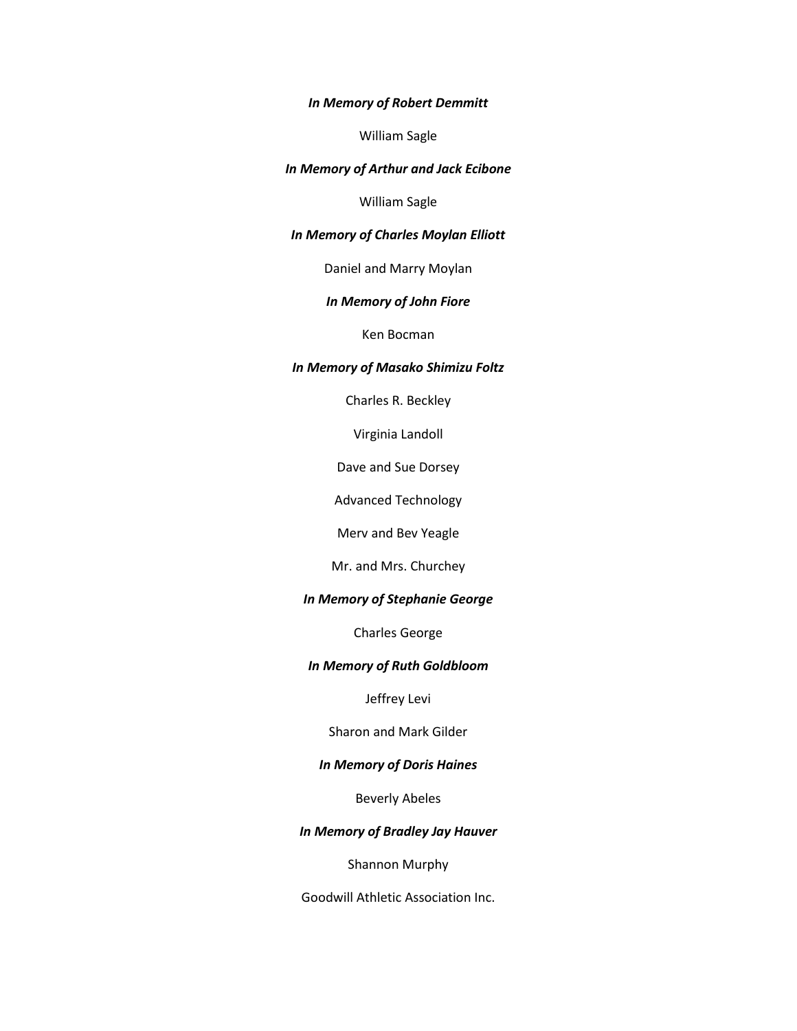***In Memory of Robert Demmitt***

William Sagle

***In Memory of Arthur and Jack Ecibone***

William Sagle

***In Memory of Charles Moylan Elliott***

Daniel and Marry Moylan

***In Memory of John Fiore***

Ken Bocman

***In Memory of Masako Shimizu Foltz***

Charles R. Beckley

Virginia Landoll

Dave and Sue Dorsey

Advanced Technology

Merv and Bev Yeagle

Mr. and Mrs. Churchey

***In Memory of Stephanie George***

Charles George

***In Memory of Ruth Goldbloom***

Jeffrey Levi

Sharon and Mark Gilder

***In Memory of Doris Haines***

Beverly Abeles

***In Memory of Bradley Jay Hauver***

Shannon Murphy

Goodwill Athletic Association Inc.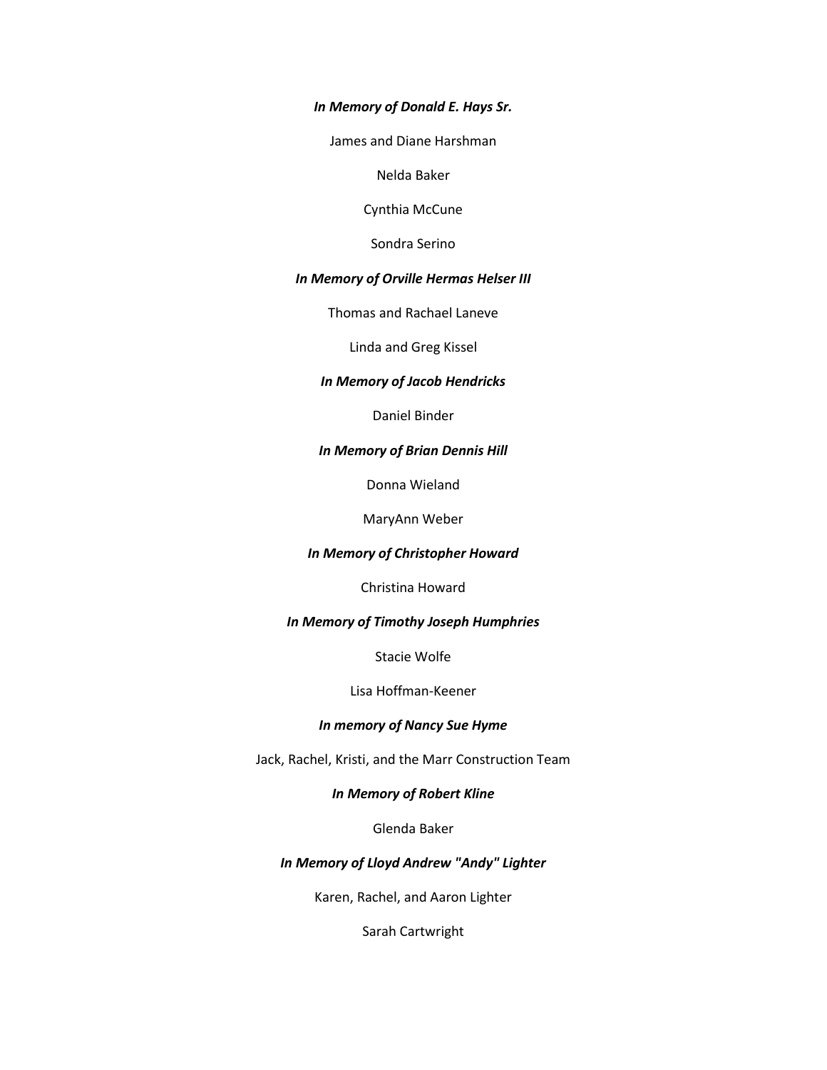***In Memory of Donald E. Hays Sr.***

James and Diane Harshman

Nelda Baker

Cynthia McCune

Sondra Serino

***In Memory of Orville Hermas Helser III***

Thomas and Rachael Laneve

Linda and Greg Kissel

***In Memory of Jacob Hendricks***

Daniel Binder

***In Memory of Brian Dennis Hill***

Donna Wieland

MaryAnn Weber

***In Memory of Christopher Howard***

Christina Howard

***In Memory of Timothy Joseph Humphries***

Stacie Wolfe

Lisa Hoffman-Keener

***In memory of Nancy Sue Hyme***

Jack, Rachel, Kristi, and the Marr Construction Team

***In Memory of Robert Kline***

Glenda Baker

***In Memory of Lloyd Andrew "Andy" Lighter***

Karen, Rachel, and Aaron Lighter

Sarah Cartwright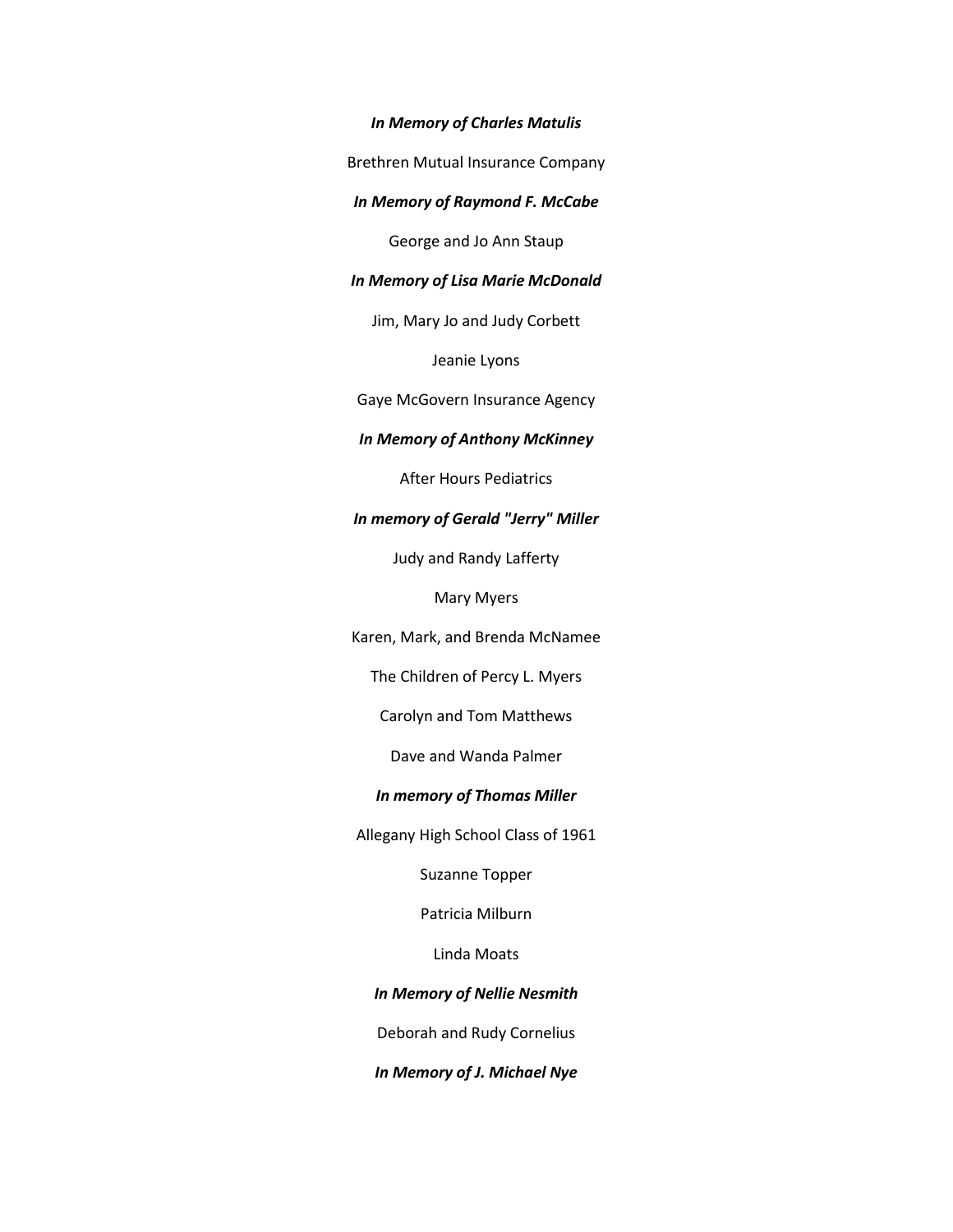***In Memory of Charles Matulis***

Brethren Mutual Insurance Company

***In Memory of Raymond F. McCabe***

George and Jo Ann Staup

***In Memory of Lisa Marie McDonald***

Jim, Mary Jo and Judy Corbett

Jeanie Lyons

Gaye McGovern Insurance Agency

***In Memory of Anthony McKinney***

After Hours Pediatrics

***In memory of Gerald "Jerry" Miller***

Judy and Randy Lafferty

Mary Myers

Karen, Mark, and Brenda McNamee

The Children of Percy L. Myers

Carolyn and Tom Matthews

Dave and Wanda Palmer

***In memory of Thomas Miller***

Allegany High School Class of 1961

Suzanne Topper

Patricia Milburn

Linda Moats

***In Memory of Nellie Nesmith***

Deborah and Rudy Cornelius

***In Memory of J. Michael Nye***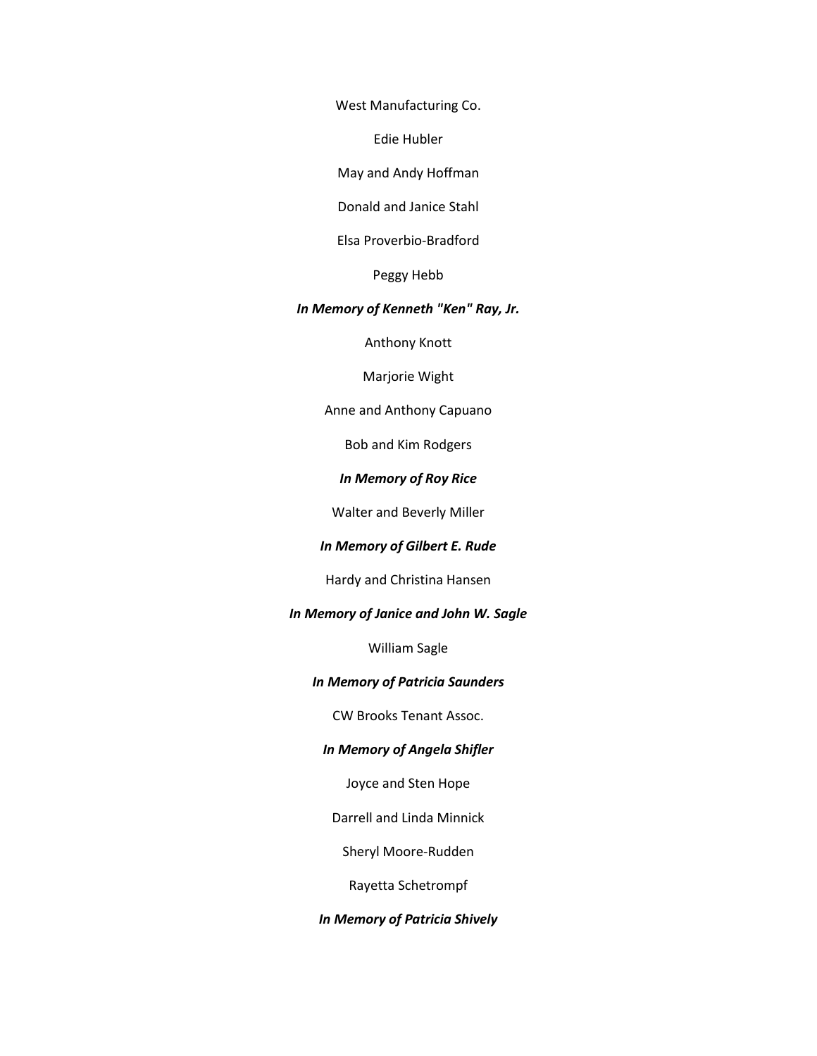West Manufacturing Co.

Edie Hubler

May and Andy Hoffman

Donald and Janice Stahl

Elsa Proverbio-Bradford

Peggy Hebb

***In Memory of Kenneth "Ken" Ray, Jr.***

Anthony Knott

Marjorie Wight

Anne and Anthony Capuano

Bob and Kim Rodgers

***In Memory of Roy Rice***

Walter and Beverly Miller

***In Memory of Gilbert E. Rude***

Hardy and Christina Hansen

***In Memory of Janice and John W. Sagle***

William Sagle

***In Memory of Patricia Saunders***

CW Brooks Tenant Assoc.

***In Memory of Angela Shifler***

Joyce and Sten Hope

Darrell and Linda Minnick

Sheryl Moore-Rudden

Rayetta Schetrompf

***In Memory of Patricia Shively***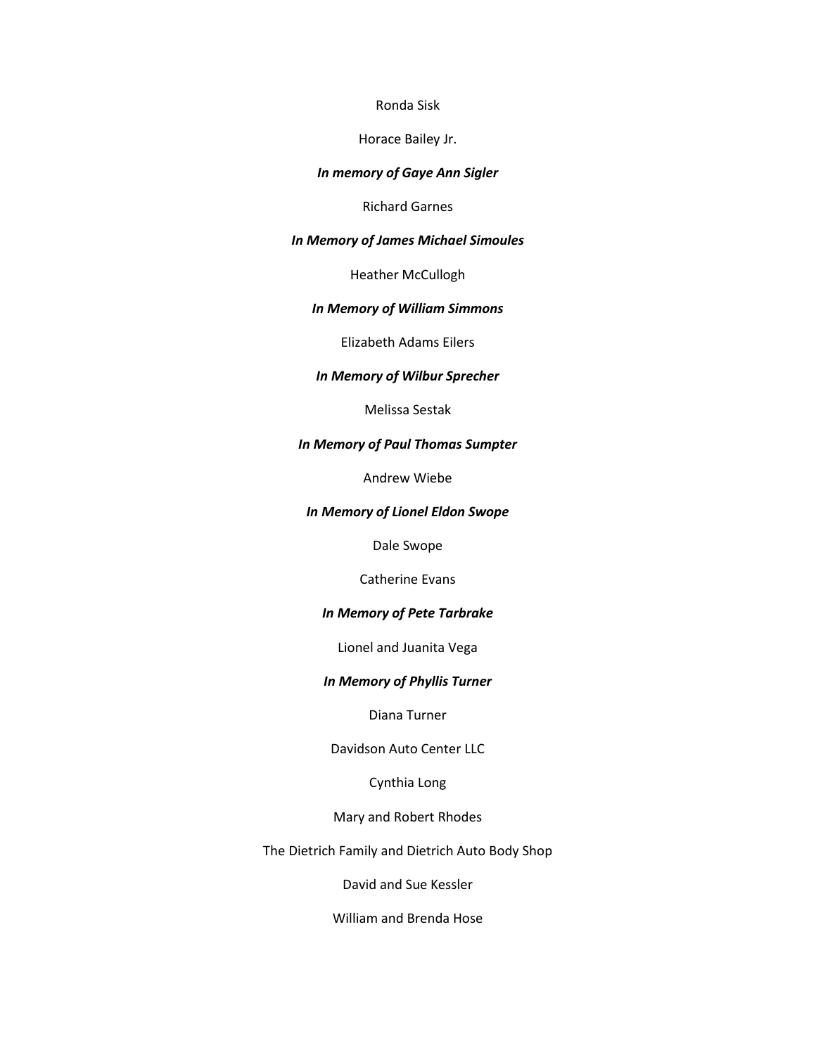Ronda Sisk

Horace Bailey Jr.

***In memory of Gaye Ann Sigler***

Richard Garnes

***In Memory of James Michael Simoules***

Heather McCullogh

***In Memory of William Simmons***

Elizabeth Adams Eilers

***In Memory of Wilbur Sprecher***

Melissa Sestak

***In Memory of Paul Thomas Sumpter***

Andrew Wiebe

***In Memory of Lionel Eldon Swope***

Dale Swope

Catherine Evans

***In Memory of Pete Tarbrake***

Lionel and Juanita Vega

***In Memory of Phyllis Turner***

Diana Turner

Davidson Auto Center LLC

Cynthia Long

Mary and Robert Rhodes

The Dietrich Family and Dietrich Auto Body Shop

David and Sue Kessler

William and Brenda Hose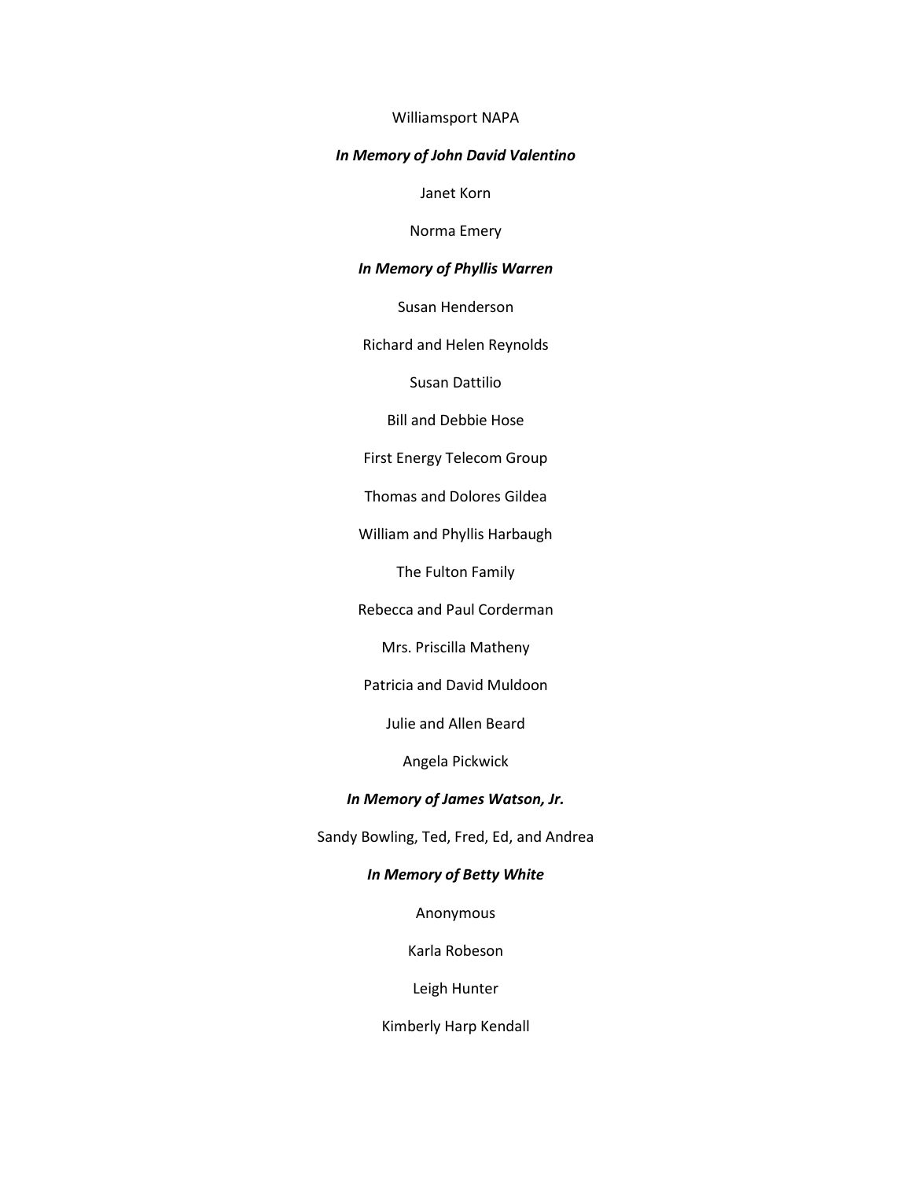Williamsport NAPA

***In Memory of John David Valentino***

Janet Korn

Norma Emery

***In Memory of Phyllis Warren***

Susan Henderson

Richard and Helen Reynolds

Susan Dattilio

Bill and Debbie Hose

First Energy Telecom Group

Thomas and Dolores Gildea

William and Phyllis Harbaugh

The Fulton Family

Rebecca and Paul Corderman

Mrs. Priscilla Matheny

Patricia and David Muldoon

Julie and Allen Beard

Angela Pickwick

***In Memory of James Watson, Jr.***

Sandy Bowling, Ted, Fred, Ed, and Andrea

***In Memory of Betty White***

Anonymous

Karla Robeson

Leigh Hunter

Kimberly Harp Kendall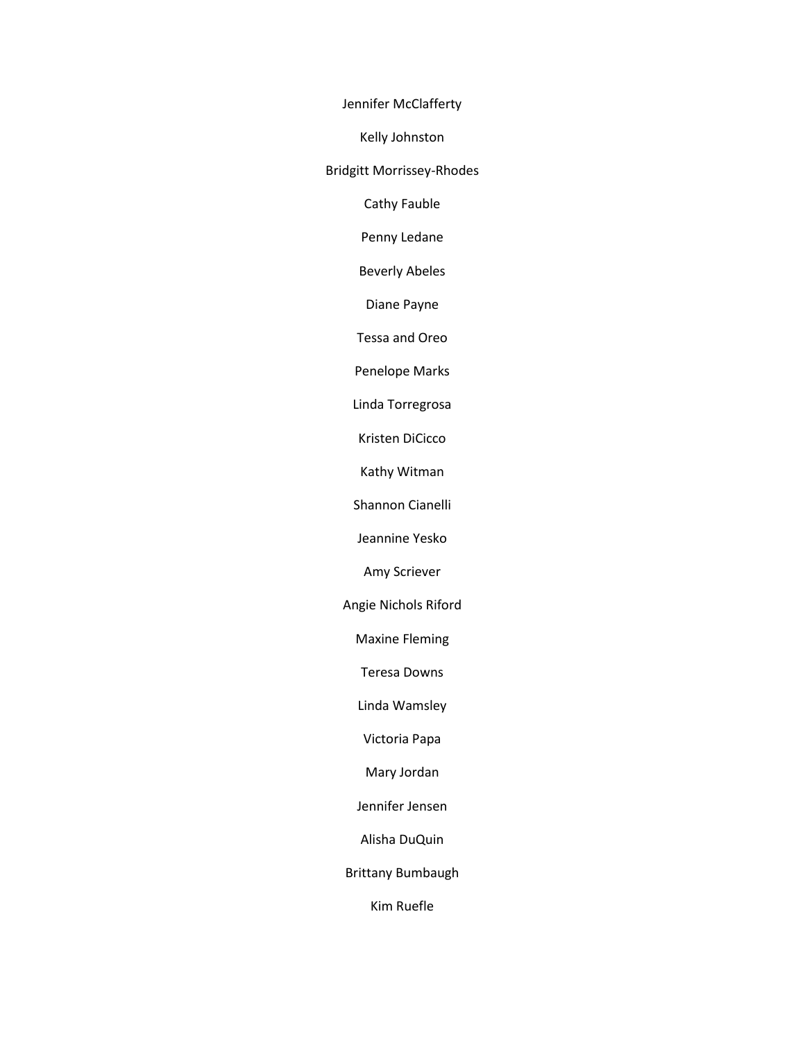Jennifer McClafferty

Kelly Johnston

Bridgitt Morrissey-Rhodes

Cathy Fauble

Penny Ledane

Beverly Abeles

Diane Payne

Tessa and Oreo

Penelope Marks

Linda Torregrosa

Kristen DiCicco

Kathy Witman

Shannon Cianelli

Jeannine Yesko

Amy Scriever

Angie Nichols Riford

Maxine Fleming

Teresa Downs

Linda Wamsley

Victoria Papa

Mary Jordan

Jennifer Jensen

Alisha DuQuin

Brittany Bumbaugh

Kim Ruefle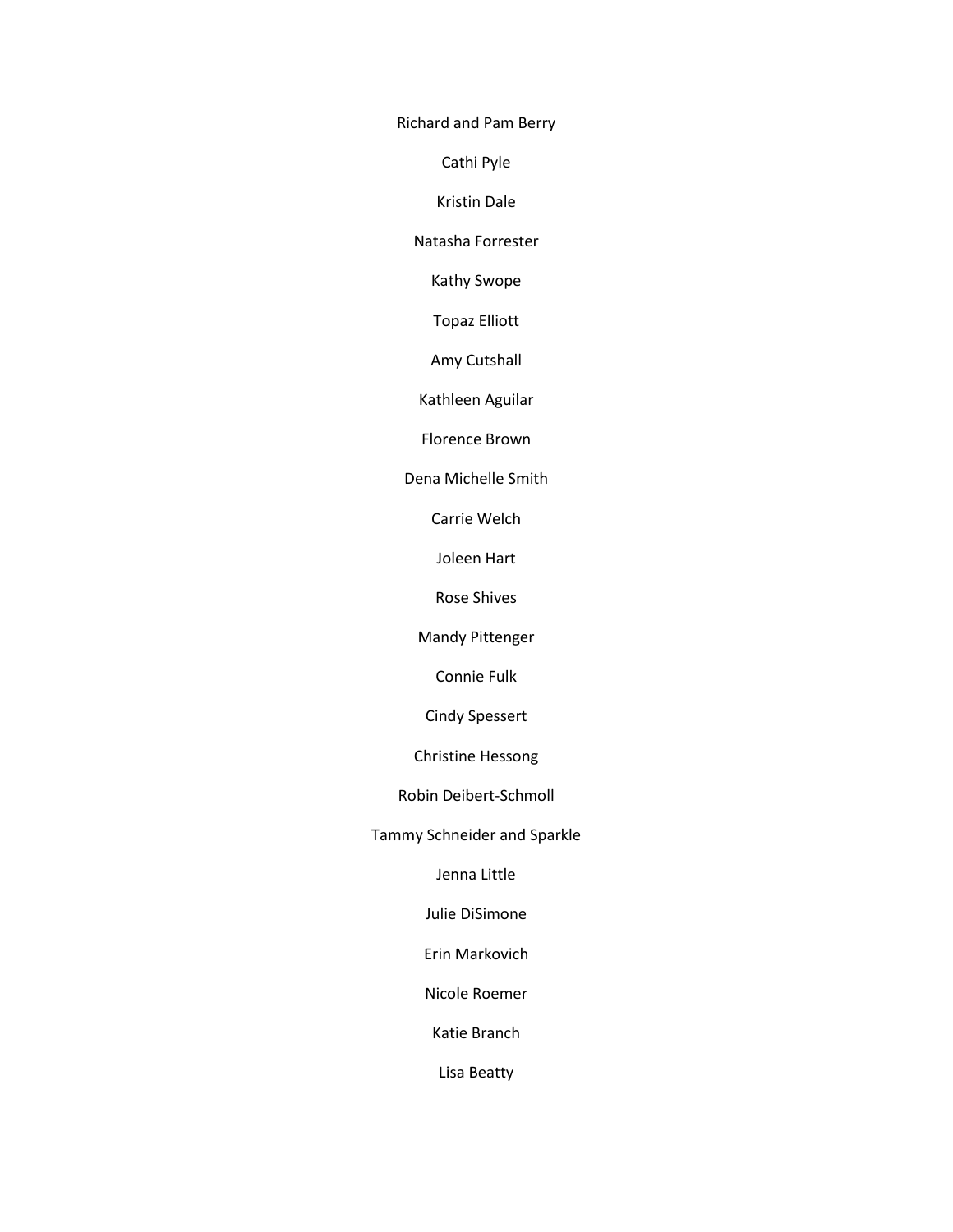Richard and Pam Berry

Cathi Pyle

Kristin Dale

Natasha Forrester

Kathy Swope

Topaz Elliott

Amy Cutshall

Kathleen Aguilar

Florence Brown

Dena Michelle Smith

Carrie Welch

Joleen Hart

Rose Shives

Mandy Pittenger

Connie Fulk

Cindy Spessert

Christine Hessong

Robin Deibert-Schmoll

Tammy Schneider and Sparkle

Jenna Little

Julie DiSimone

Erin Markovich

Nicole Roemer

Katie Branch

Lisa Beatty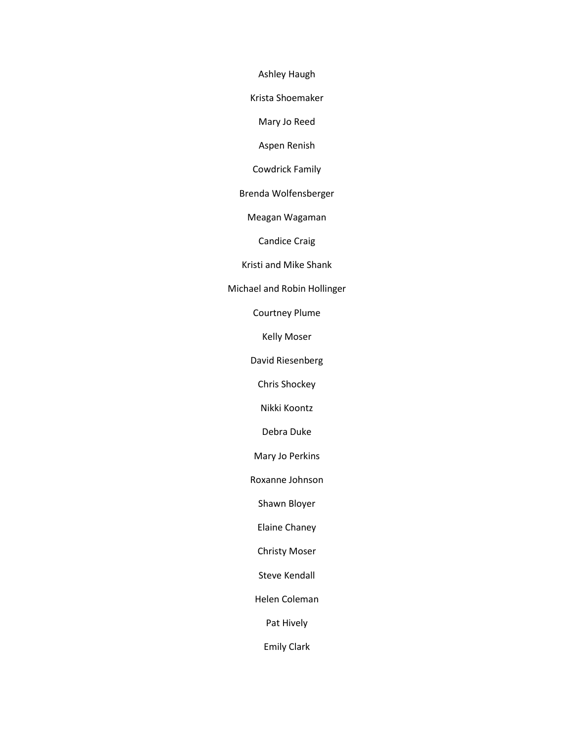Ashley Haugh

Krista Shoemaker

Mary Jo Reed

Aspen Renish

Cowdrick Family

Brenda Wolfensberger

Meagan Wagaman

Candice Craig

Kristi and Mike Shank

Michael and Robin Hollinger

Courtney Plume

Kelly Moser

David Riesenberg

Chris Shockey

Nikki Koontz

Debra Duke

Mary Jo Perkins

Roxanne Johnson

Shawn Bloyer

Elaine Chaney

Christy Moser

Steve Kendall

Helen Coleman

Pat Hively

Emily Clark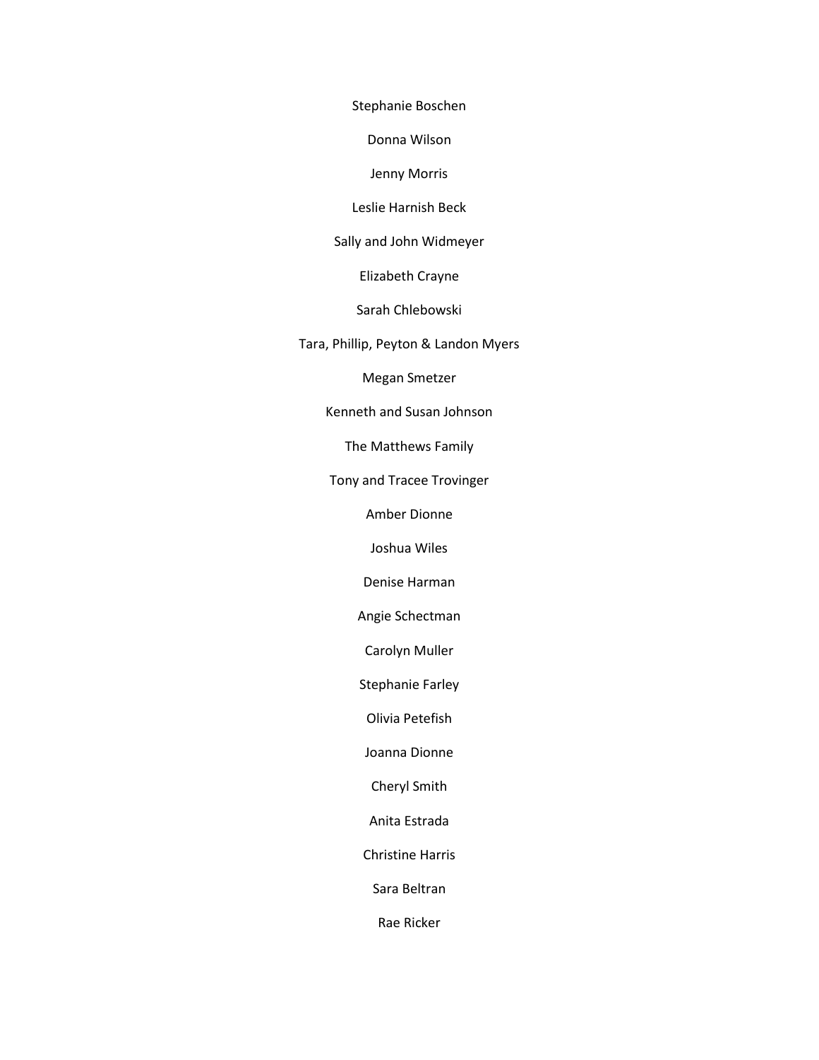Stephanie Boschen

Donna Wilson

Jenny Morris

Leslie Harnish Beck

Sally and John Widmeyer

Elizabeth Crayne

Sarah Chlebowski

Tara, Phillip, Peyton & Landon Myers

Megan Smetzer

Kenneth and Susan Johnson

The Matthews Family

Tony and Tracee Trovinger

Amber Dionne

Joshua Wiles

Denise Harman

Angie Schectman

Carolyn Muller

Stephanie Farley

Olivia Petefish

Joanna Dionne

Cheryl Smith

Anita Estrada

Christine Harris

Sara Beltran

Rae Ricker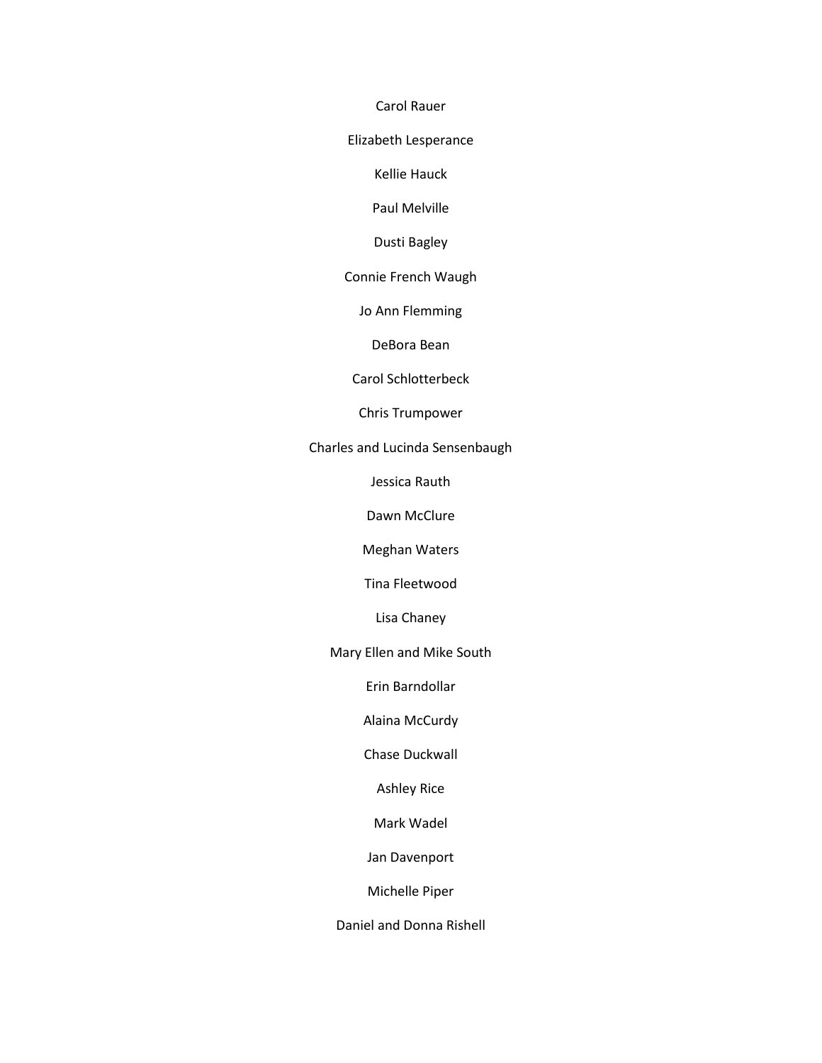Carol Rauer

Elizabeth Lesperance

Kellie Hauck

Paul Melville

Dusti Bagley

Connie French Waugh

Jo Ann Flemming

DeBora Bean

Carol Schlotterbeck

Chris Trumpower

Charles and Lucinda Sensenbaugh

Jessica Rauth

Dawn McClure

Meghan Waters

Tina Fleetwood

Lisa Chaney

Mary Ellen and Mike South

Erin Barndollar

Alaina McCurdy

Chase Duckwall

Ashley Rice

Mark Wadel

Jan Davenport

Michelle Piper

Daniel and Donna Rishell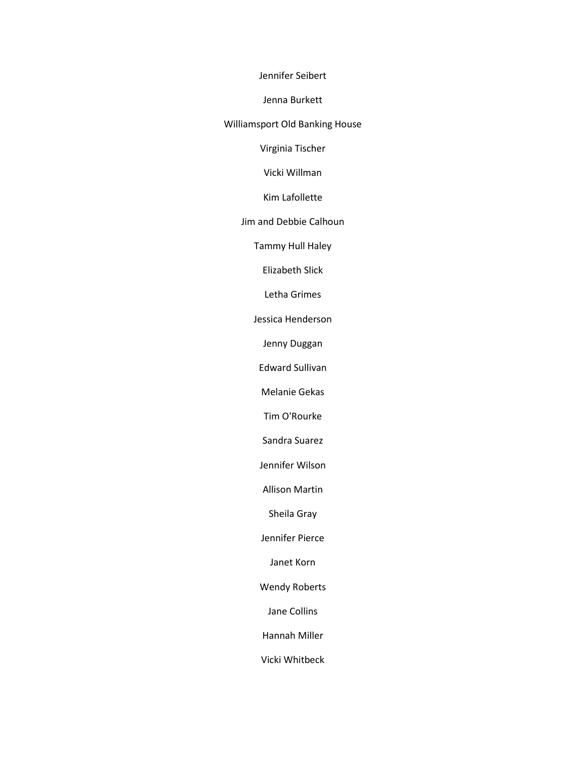Jennifer Seibert

Jenna Burkett

Williamsport Old Banking House

Virginia Tischer

Vicki Willman

Kim Lafollette

Jim and Debbie Calhoun

Tammy Hull Haley

Elizabeth Slick

Letha Grimes

Jessica Henderson

Jenny Duggan

Edward Sullivan

Melanie Gekas

Tim O'Rourke

Sandra Suarez

Jennifer Wilson

Allison Martin

Sheila Gray

Jennifer Pierce

Janet Korn

Wendy Roberts

Jane Collins

Hannah Miller

Vicki Whitbeck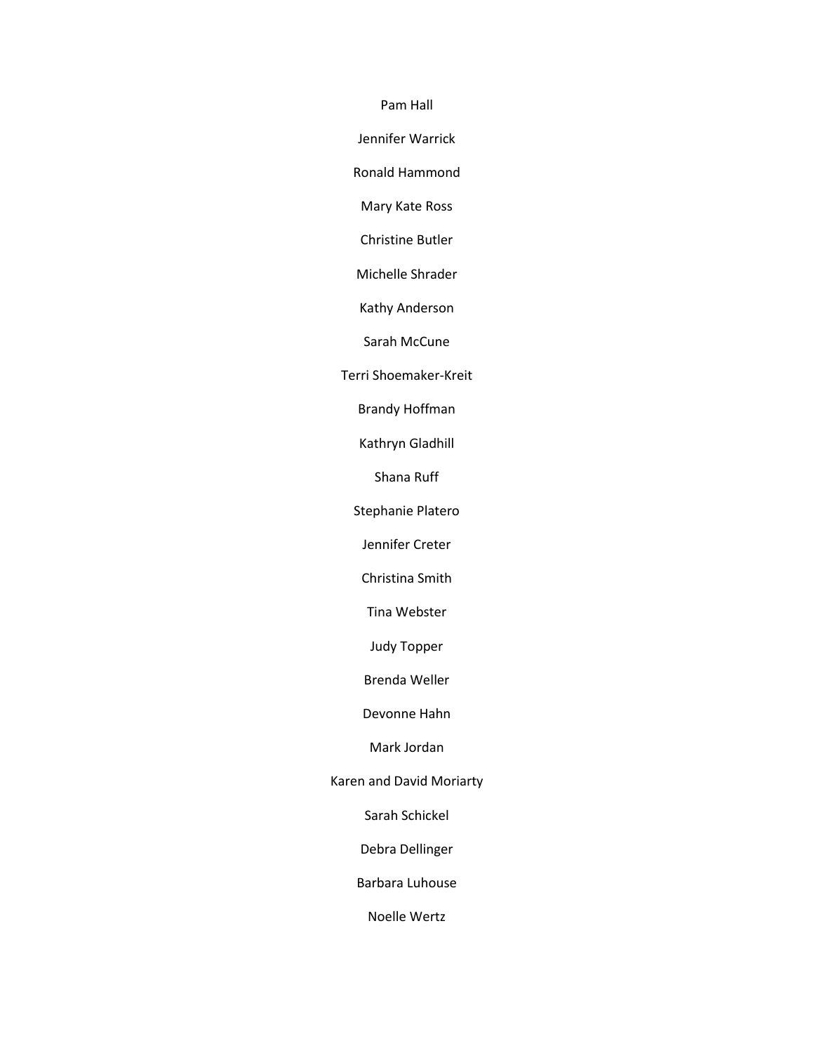Pam Hall

Jennifer Warrick

Ronald Hammond

Mary Kate Ross

Christine Butler

Michelle Shrader

Kathy Anderson

Sarah McCune

Terri Shoemaker-Kreit

Brandy Hoffman

Kathryn Gladhill

Shana Ruff

Stephanie Platero

Jennifer Creter

Christina Smith

Tina Webster

Judy Topper

Brenda Weller

Devonne Hahn

Mark Jordan

Karen and David Moriarty

Sarah Schickel

Debra Dellinger

Barbara Luhouse

Noelle Wertz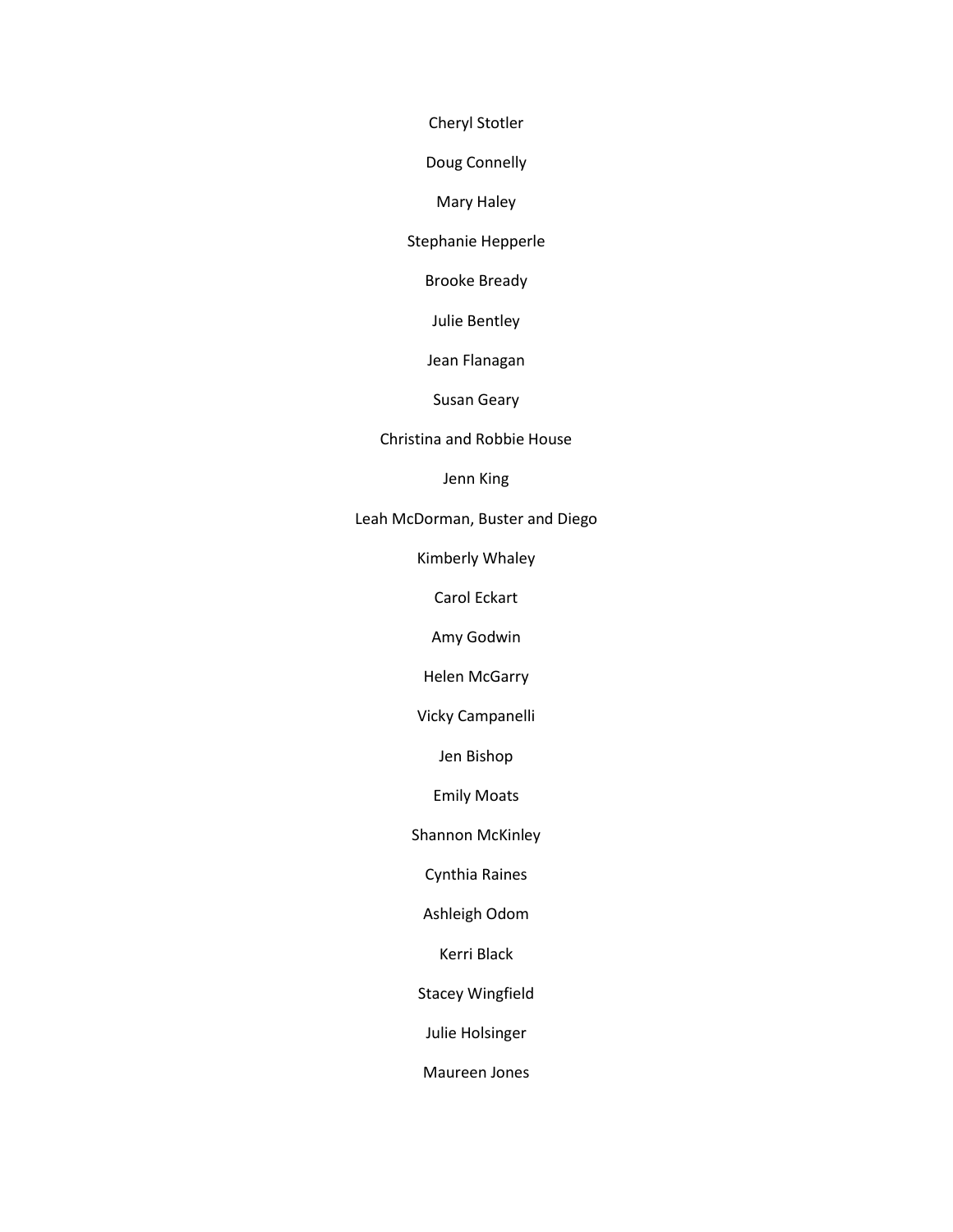Cheryl Stotler

Doug Connelly

Mary Haley

Stephanie Hepperle

Brooke Bready

Julie Bentley

Jean Flanagan

Susan Geary

Christina and Robbie House

Jenn King

Leah McDorman, Buster and Diego

Kimberly Whaley

Carol Eckart

Amy Godwin

Helen McGarry

Vicky Campanelli

Jen Bishop

Emily Moats

Shannon McKinley

Cynthia Raines

Ashleigh Odom

Kerri Black

Stacey Wingfield

Julie Holsinger

Maureen Jones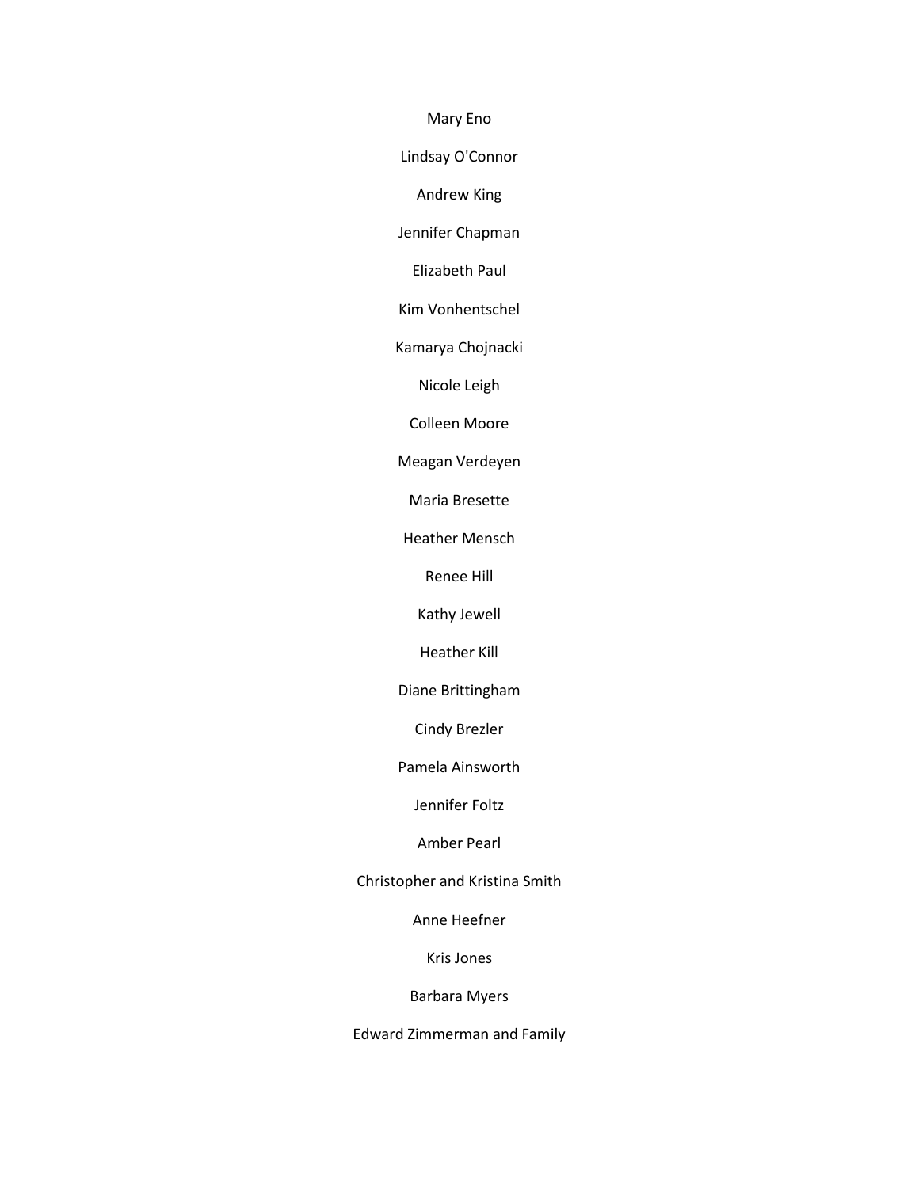Mary Eno

Lindsay O'Connor

Andrew King

Jennifer Chapman

Elizabeth Paul

Kim Vonhentschel

Kamarya Chojnacki

Nicole Leigh

Colleen Moore

Meagan Verdeyen

Maria Bresette

Heather Mensch

Renee Hill

Kathy Jewell

Heather Kill

Diane Brittingham

Cindy Brezler

Pamela Ainsworth

Jennifer Foltz

Amber Pearl

Christopher and Kristina Smith

Anne Heefner

Kris Jones

Barbara Myers

Edward Zimmerman and Family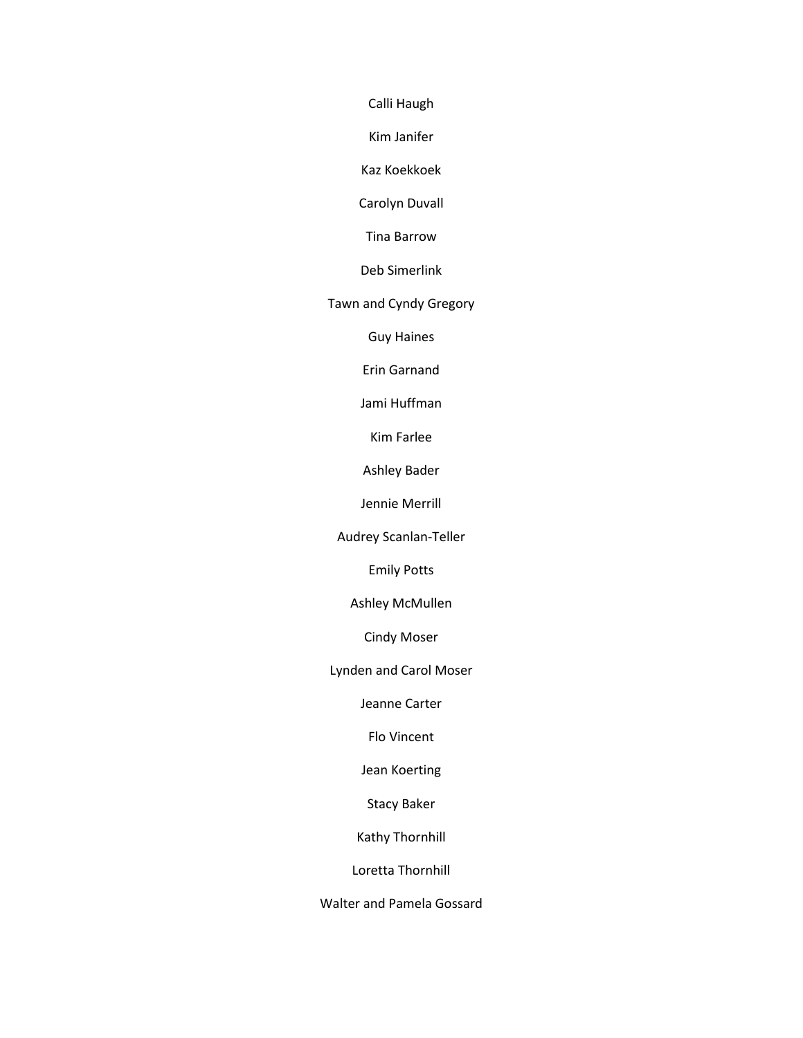Calli Haugh

Kim Janifer

Kaz Koekkoek

Carolyn Duvall

Tina Barrow

Deb Simerlink

Tawn and Cyndy Gregory

Guy Haines

Erin Garnand

Jami Huffman

Kim Farlee

Ashley Bader

Jennie Merrill

Audrey Scanlan-Teller

Emily Potts

Ashley McMullen

Cindy Moser

Lynden and Carol Moser

Jeanne Carter

Flo Vincent

Jean Koerting

Stacy Baker

Kathy Thornhill

Loretta Thornhill

Walter and Pamela Gossard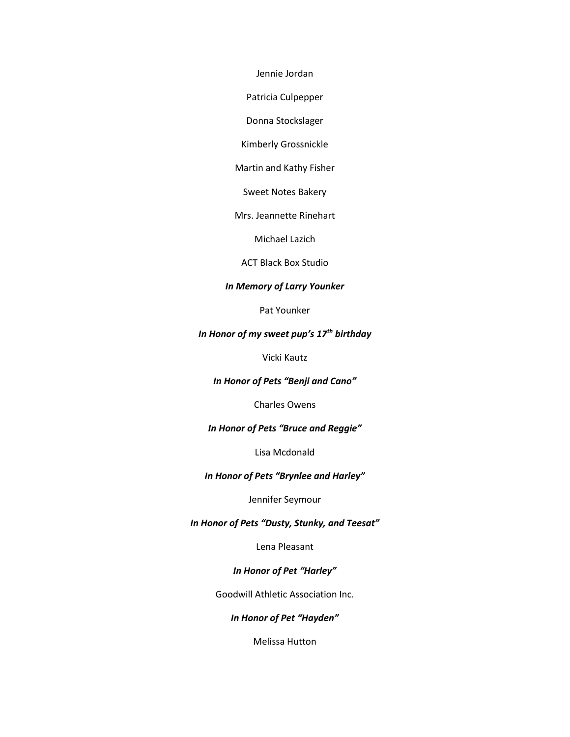Jennie Jordan

Patricia Culpepper

Donna Stockslager

Kimberly Grossnickle

Martin and Kathy Fisher

Sweet Notes Bakery

Mrs. Jeannette Rinehart

Michael Lazich

ACT Black Box Studio

***In Memory of Larry Younker***

Pat Younker

***In Honor of my sweet pup's 17th birthday***

Vicki Kautz

***In Honor of Pets "Benji and Cano"***

Charles Owens

***In Honor of Pets "Bruce and Reggie"***

Lisa Mcdonald

***In Honor of Pets "Brynlee and Harley"***

Jennifer Seymour

***In Honor of Pets "Dusty, Stunky, and Teesat"***

Lena Pleasant

***In Honor of Pet "Harley"***

Goodwill Athletic Association Inc.

***In Honor of Pet "Hayden"***

Melissa Hutton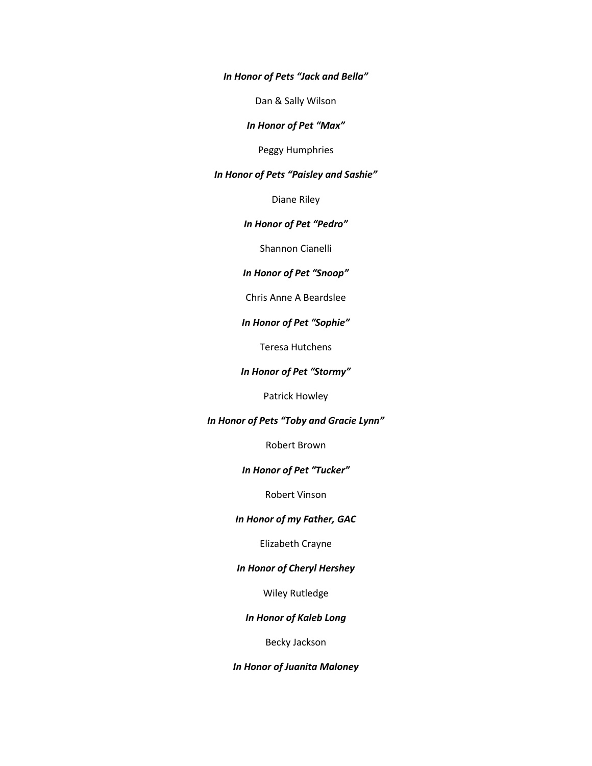***In Honor of Pets "Jack and Bella"***

Dan & Sally Wilson

***In Honor of Pet "Max"***

Peggy Humphries

***In Honor of Pets "Paisley and Sashie"***

Diane Riley

***In Honor of Pet "Pedro"***

Shannon Cianelli

***In Honor of Pet "Snoop"***

Chris Anne A Beardslee

***In Honor of Pet "Sophie"***

Teresa Hutchens

***In Honor of Pet "Stormy"***

Patrick Howley

***In Honor of Pets "Toby and Gracie Lynn"***

Robert Brown

***In Honor of Pet "Tucker"***

Robert Vinson

***In Honor of my Father, GAC***

Elizabeth Crayne

***In Honor of Cheryl Hershey***

Wiley Rutledge

***In Honor of Kaleb Long***

Becky Jackson

***In Honor of Juanita Maloney***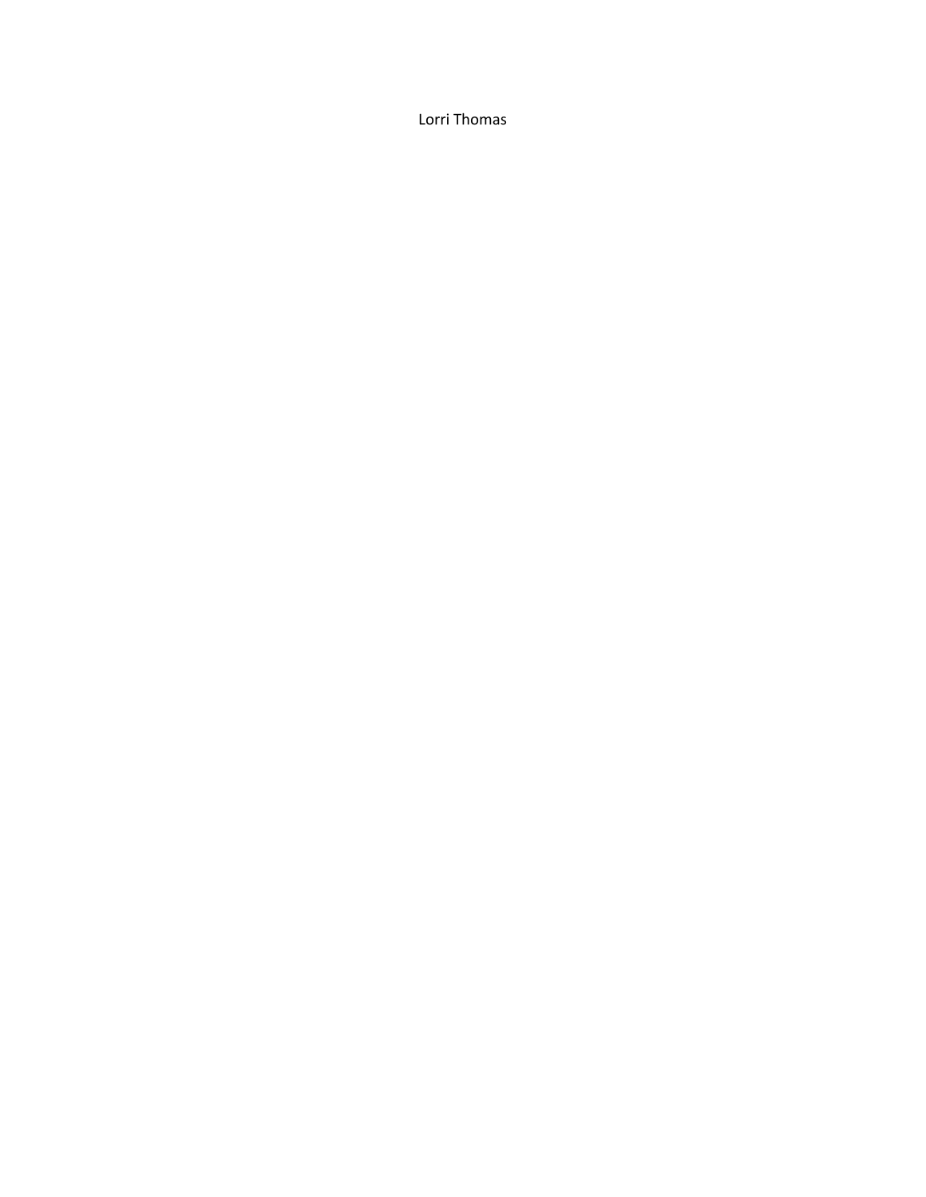Lorri Thomas